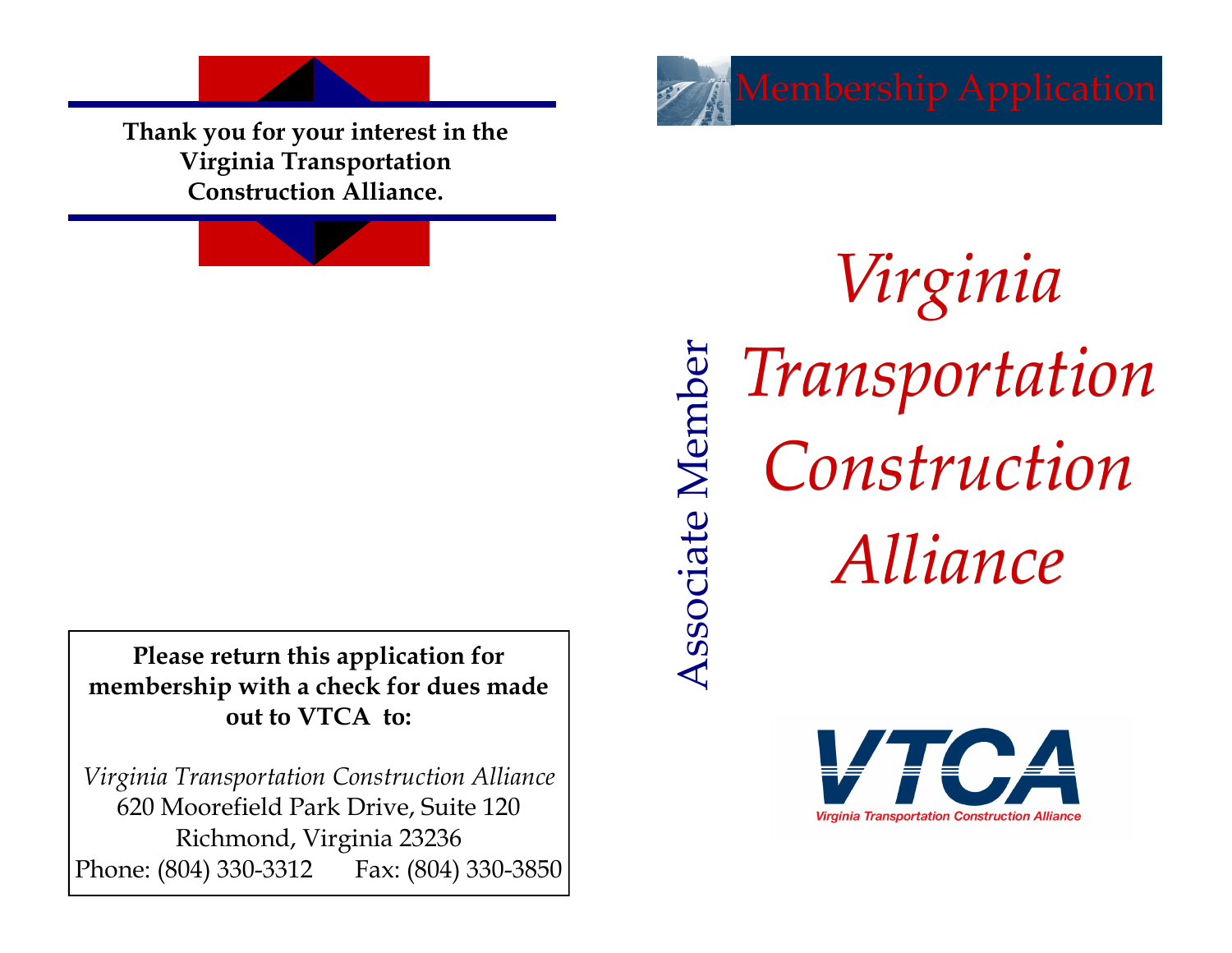**Thank you for your interest in the Virginia Transportation Construction Alliance.**

**Please return this application for membership with a check for dues made out to VTCA to:**

*Virginia Transportation Construction Alliance*
620 Moorefield Park Drive, Suite 120
Richmond, Virginia 23236
Phone: (804) 330-3312    Fax: (804) 330-3850

# Membership Application

Associate Member

# *Virginia Transportation Construction Alliance*

VTCA
Virginia Transportation Construction Alliance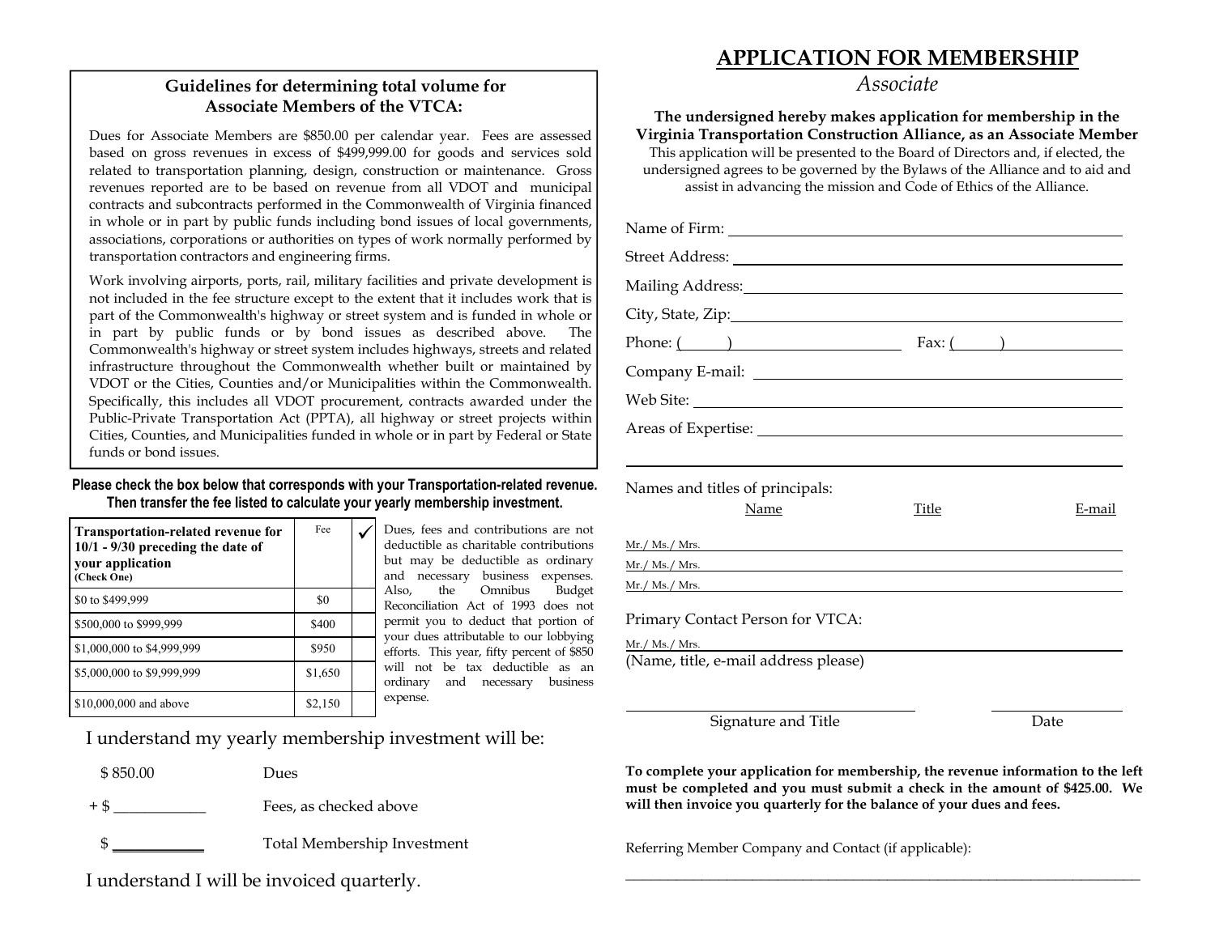## Guidelines for determining total volume for Associate Members of the VTCA:

Dues for Associate Members are $850.00 per calendar year. Fees are assessed based on gross revenues in excess of $499,999.00 for goods and services sold related to transportation planning, design, construction or maintenance. Gross revenues reported are to be based on revenue from all VDOT and municipal contracts and subcontracts performed in the Commonwealth of Virginia financed in whole or in part by public funds including bond issues of local governments, associations, corporations or authorities on types of work normally performed by transportation contractors and engineering firms.

Work involving airports, ports, rail, military facilities and private development is not included in the fee structure except to the extent that it includes work that is part of the Commonwealth's highway or street system and is funded in whole or in part by public funds or by bond issues as described above. The Commonwealth's highway or street system includes highways, streets and related infrastructure throughout the Commonwealth whether built or maintained by VDOT or the Cities, Counties and/or Municipalities within the Commonwealth. Specifically, this includes all VDOT procurement, contracts awarded under the Public-Private Transportation Act (PPTA), all highway or street projects within Cities, Counties, and Municipalities funded in whole or in part by Federal or State funds or bond issues.

**Please check the box below that corresponds with your Transportation-related revenue. Then transfer the fee listed to calculate your yearly membership investment.**

| Transportation-related revenue for 10/1 - 9/30 preceding the date of your application (Check One) | Fee | ✓ |
|---|---|---|
| $0 to $499,999 | $0 | |
| $500,000 to $999,999 | $400 | |
| $1,000,000 to $4,999,999 | $950 | |
| $5,000,000 to $9,999,999 | $1,650 | |
| $10,000,000 and above | $2,150 | |

Dues, fees and contributions are not deductible as charitable contributions but may be deductible as ordinary and necessary business expenses. Also, the Omnibus Budget Reconciliation Act of 1993 does not permit you to deduct that portion of your dues attributable to our lobbying efforts. This year, fifty percent of $850 will not be tax deductible as an ordinary and necessary business expense.

I understand my yearly membership investment will be:

$ 850.00 Dues

+ $ ____________ Fees, as checked above

$ ____________ Total Membership Investment

I understand I will be invoiced quarterly.

# APPLICATION FOR MEMBERSHIP

*Associate*

**The undersigned hereby makes application for membership in the Virginia Transportation Construction Alliance, as an Associate Member**

This application will be presented to the Board of Directors and, if elected, the undersigned agrees to be governed by the Bylaws of the Alliance and to aid and assist in advancing the mission and Code of Ethics of the Alliance.

Name of Firm: ____________________

Street Address: ____________________

Mailing Address: ____________________

City, State, Zip: ____________________

Phone: (      ) ____________________ Fax: (      ) ____________________

Company E-mail: ____________________

Web Site: ____________________

Areas of Expertise: ____________________

____________________

Names and titles of principals:

| Name | Title | E-mail |
|---|---|---|
| Mr./ Ms./ Mrs. | | |
| Mr./ Ms./ Mrs. | | |
| Mr./ Ms./ Mrs. | | |

Primary Contact Person for VTCA:

Mr./ Ms./ Mrs. ____________________

(Name, title, e-mail address please)

____________________ ____________________

Signature and Title Date

**To complete your application for membership, the revenue information to the left must be completed and you must submit a check in the amount of $425.00. We will then invoice you quarterly for the balance of your dues and fees.**

Referring Member Company and Contact (if applicable):

____________________